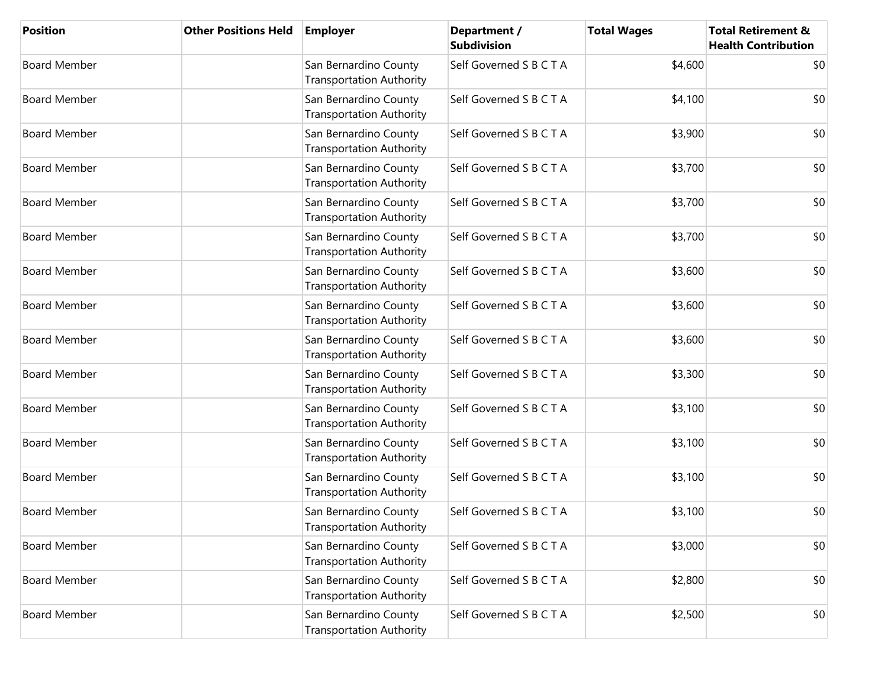| Position | Other Positions Held | Employer | Department / Subdivision | Total Wages | Total Retirement & Health Contribution |
|---|---|---|---|---|---|
| Board Member | | San Bernardino County Transportation Authority | Self Governed S B C T A | $4,600 | $0 |
| Board Member | | San Bernardino County Transportation Authority | Self Governed S B C T A | $4,100 | $0 |
| Board Member | | San Bernardino County Transportation Authority | Self Governed S B C T A | $3,900 | $0 |
| Board Member | | San Bernardino County Transportation Authority | Self Governed S B C T A | $3,700 | $0 |
| Board Member | | San Bernardino County Transportation Authority | Self Governed S B C T A | $3,700 | $0 |
| Board Member | | San Bernardino County Transportation Authority | Self Governed S B C T A | $3,700 | $0 |
| Board Member | | San Bernardino County Transportation Authority | Self Governed S B C T A | $3,600 | $0 |
| Board Member | | San Bernardino County Transportation Authority | Self Governed S B C T A | $3,600 | $0 |
| Board Member | | San Bernardino County Transportation Authority | Self Governed S B C T A | $3,600 | $0 |
| Board Member | | San Bernardino County Transportation Authority | Self Governed S B C T A | $3,300 | $0 |
| Board Member | | San Bernardino County Transportation Authority | Self Governed S B C T A | $3,100 | $0 |
| Board Member | | San Bernardino County Transportation Authority | Self Governed S B C T A | $3,100 | $0 |
| Board Member | | San Bernardino County Transportation Authority | Self Governed S B C T A | $3,100 | $0 |
| Board Member | | San Bernardino County Transportation Authority | Self Governed S B C T A | $3,100 | $0 |
| Board Member | | San Bernardino County Transportation Authority | Self Governed S B C T A | $3,000 | $0 |
| Board Member | | San Bernardino County Transportation Authority | Self Governed S B C T A | $2,800 | $0 |
| Board Member | | San Bernardino County Transportation Authority | Self Governed S B C T A | $2,500 | $0 |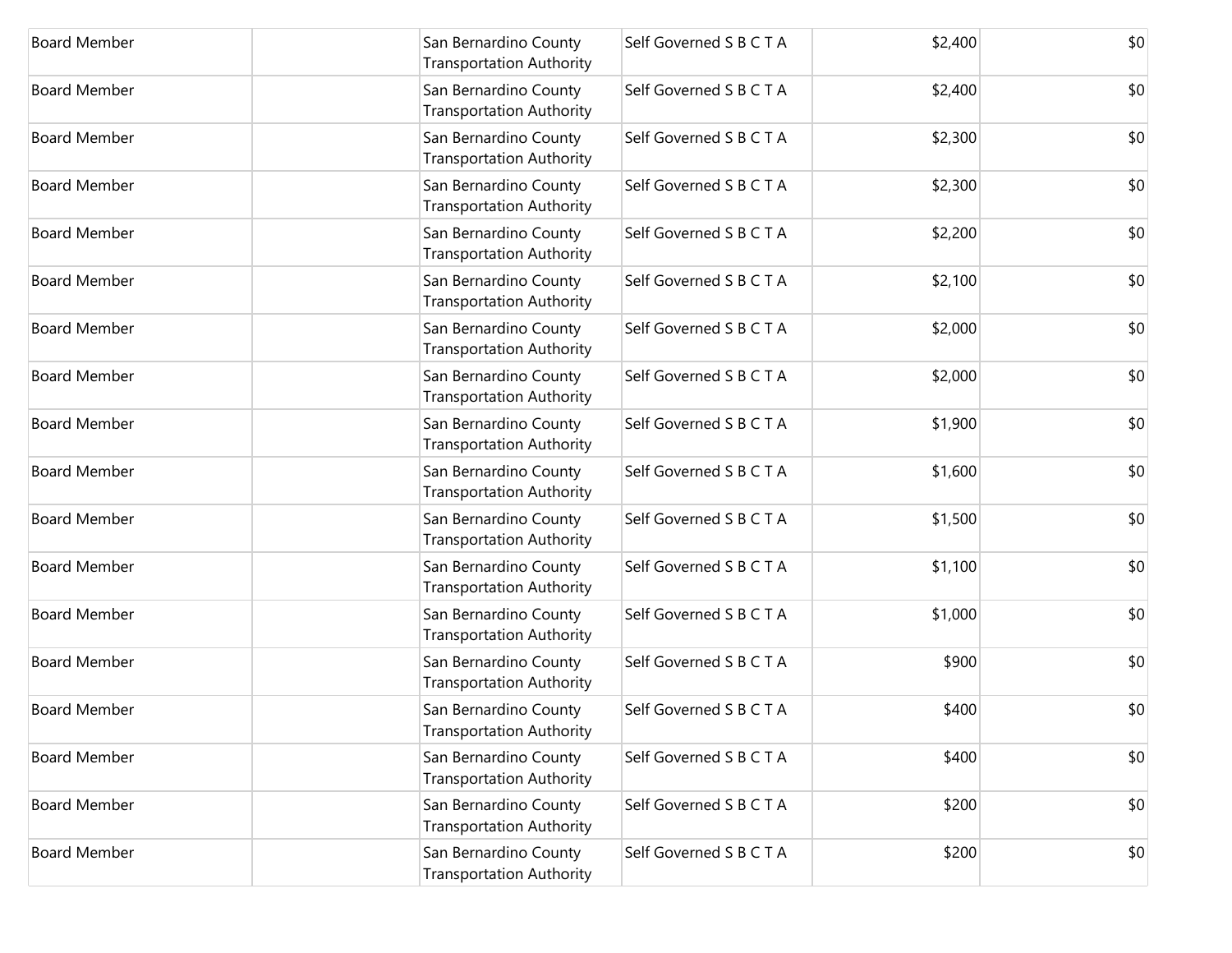| | | | | | |
|---|---|---|---|---|---|
| Board Member | | San Bernardino County Transportation Authority | Self Governed S B C T A | $2,400 | $0 |
| Board Member | | San Bernardino County Transportation Authority | Self Governed S B C T A | $2,400 | $0 |
| Board Member | | San Bernardino County Transportation Authority | Self Governed S B C T A | $2,300 | $0 |
| Board Member | | San Bernardino County Transportation Authority | Self Governed S B C T A | $2,300 | $0 |
| Board Member | | San Bernardino County Transportation Authority | Self Governed S B C T A | $2,200 | $0 |
| Board Member | | San Bernardino County Transportation Authority | Self Governed S B C T A | $2,100 | $0 |
| Board Member | | San Bernardino County Transportation Authority | Self Governed S B C T A | $2,000 | $0 |
| Board Member | | San Bernardino County Transportation Authority | Self Governed S B C T A | $2,000 | $0 |
| Board Member | | San Bernardino County Transportation Authority | Self Governed S B C T A | $1,900 | $0 |
| Board Member | | San Bernardino County Transportation Authority | Self Governed S B C T A | $1,600 | $0 |
| Board Member | | San Bernardino County Transportation Authority | Self Governed S B C T A | $1,500 | $0 |
| Board Member | | San Bernardino County Transportation Authority | Self Governed S B C T A | $1,100 | $0 |
| Board Member | | San Bernardino County Transportation Authority | Self Governed S B C T A | $1,000 | $0 |
| Board Member | | San Bernardino County Transportation Authority | Self Governed S B C T A | $900 | $0 |
| Board Member | | San Bernardino County Transportation Authority | Self Governed S B C T A | $400 | $0 |
| Board Member | | San Bernardino County Transportation Authority | Self Governed S B C T A | $400 | $0 |
| Board Member | | San Bernardino County Transportation Authority | Self Governed S B C T A | $200 | $0 |
| Board Member | | San Bernardino County Transportation Authority | Self Governed S B C T A | $200 | $0 |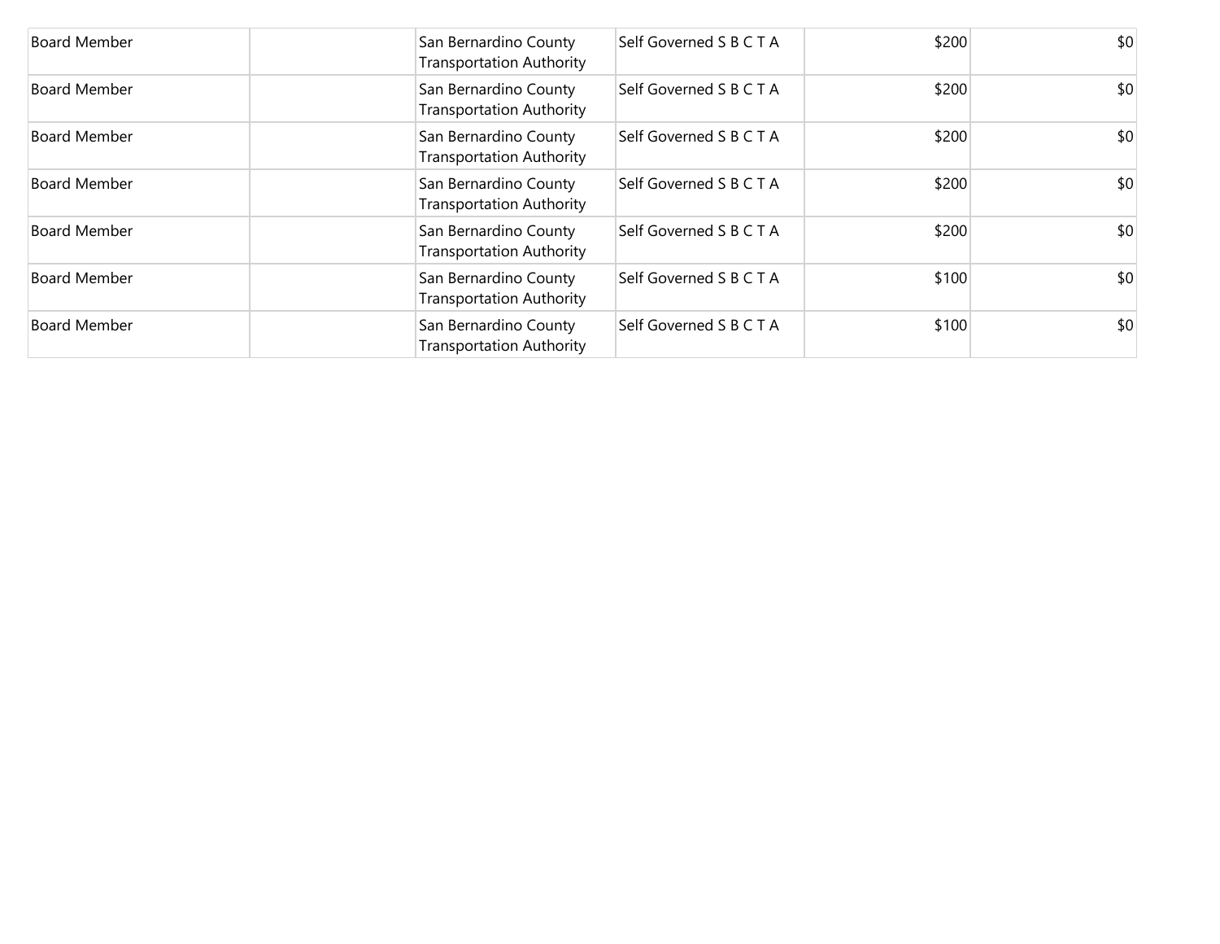| | | | | | |
|---|---|---|---|---|---|
| Board Member | | San Bernardino County Transportation Authority | Self Governed S B C T A | $200 | $0 |
| Board Member | | San Bernardino County Transportation Authority | Self Governed S B C T A | $200 | $0 |
| Board Member | | San Bernardino County Transportation Authority | Self Governed S B C T A | $200 | $0 |
| Board Member | | San Bernardino County Transportation Authority | Self Governed S B C T A | $200 | $0 |
| Board Member | | San Bernardino County Transportation Authority | Self Governed S B C T A | $200 | $0 |
| Board Member | | San Bernardino County Transportation Authority | Self Governed S B C T A | $100 | $0 |
| Board Member | | San Bernardino County Transportation Authority | Self Governed S B C T A | $100 | $0 |